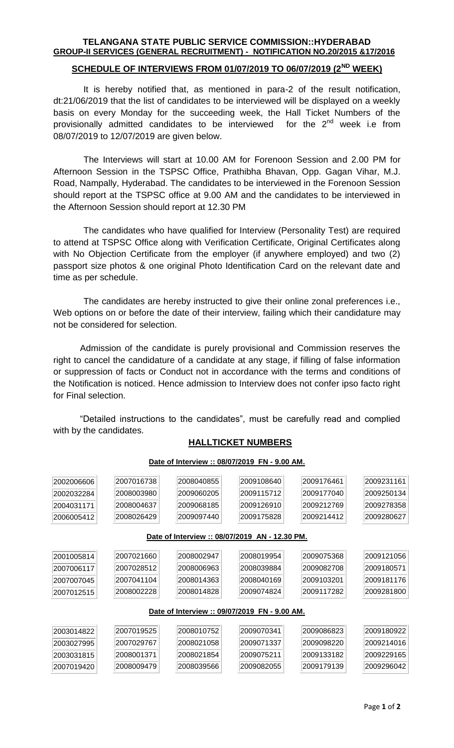**TELANGANA STATE PUBLIC SERVICE COMMISSION::HYDERABAD**
**GROUP-II SERVICES (GENERAL RECRUITMENT) - NOTIFICATION NO.20/2015 &17/2016**

## SCHEDULE OF INTERVIEWS FROM 01/07/2019 TO 06/07/2019 (2ND WEEK)

It is hereby notified that, as mentioned in para-2 of the result notification, dt:21/06/2019 that the list of candidates to be interviewed will be displayed on a weekly basis on every Monday for the succeeding week, the Hall Ticket Numbers of the provisionally admitted candidates to be interviewed for the 2nd week i.e from 08/07/2019 to 12/07/2019 are given below.

The Interviews will start at 10.00 AM for Forenoon Session and 2.00 PM for Afternoon Session in the TSPSC Office, Prathibha Bhavan, Opp. Gagan Vihar, M.J. Road, Nampally, Hyderabad. The candidates to be interviewed in the Forenoon Session should report at the TSPSC office at 9.00 AM and the candidates to be interviewed in the Afternoon Session should report at 12.30 PM

The candidates who have qualified for Interview (Personality Test) are required to attend at TSPSC Office along with Verification Certificate, Original Certificates along with No Objection Certificate from the employer (if anywhere employed) and two (2) passport size photos & one original Photo Identification Card on the relevant date and time as per schedule.

The candidates are hereby instructed to give their online zonal preferences i.e., Web options on or before the date of their interview, failing which their candidature may not be considered for selection.

Admission of the candidate is purely provisional and Commission reserves the right to cancel the candidature of a candidate at any stage, if filling of false information or suppression of facts or Conduct not in accordance with the terms and conditions of the Notification is noticed. Hence admission to Interview does not confer ipso facto right for Final selection.

"Detailed instructions to the candidates", must be carefully read and complied with by the candidates.

## HALLTICKET NUMBERS

**Date of Interview :: 08/07/2019 FN - 9.00 AM.**

| | | | | | |
|---|---|---|---|---|---|
| 2002006606 | 2007016738 | 2008040855 | 2009108640 | 2009176461 | 2009231161 |
| 2002032284 | 2008003980 | 2009060205 | 2009115712 | 2009177040 | 2009250134 |
| 2004031171 | 2008004637 | 2009068185 | 2009126910 | 2009212769 | 2009278358 |
| 2006005412 | 2008026429 | 2009097440 | 2009175828 | 2009214412 | 2009280627 |

**Date of Interview :: 08/07/2019 AN - 12.30 PM.**

| | | | | | |
|---|---|---|---|---|---|
| 2001005814 | 2007021660 | 2008002947 | 2008019954 | 2009075368 | 2009121056 |
| 2007006117 | 2007028512 | 2008006963 | 2008039884 | 2009082708 | 2009180571 |
| 2007007045 | 2007041104 | 2008014363 | 2008040169 | 2009103201 | 2009181176 |
| 2007012515 | 2008002228 | 2008014828 | 2009074824 | 2009117282 | 2009281800 |

**Date of Interview :: 09/07/2019 FN - 9.00 AM.**

| | | | | | |
|---|---|---|---|---|---|
| 2003014822 | 2007019525 | 2008010752 | 2009070341 | 2009086823 | 2009180922 |
| 2003027995 | 2007029767 | 2008021058 | 2009071337 | 2009098220 | 2009214016 |
| 2003031815 | 2008001371 | 2008021854 | 2009075211 | 2009133182 | 2009229165 |
| 2007019420 | 2008009479 | 2008039566 | 2009082055 | 2009179139 | 2009296042 |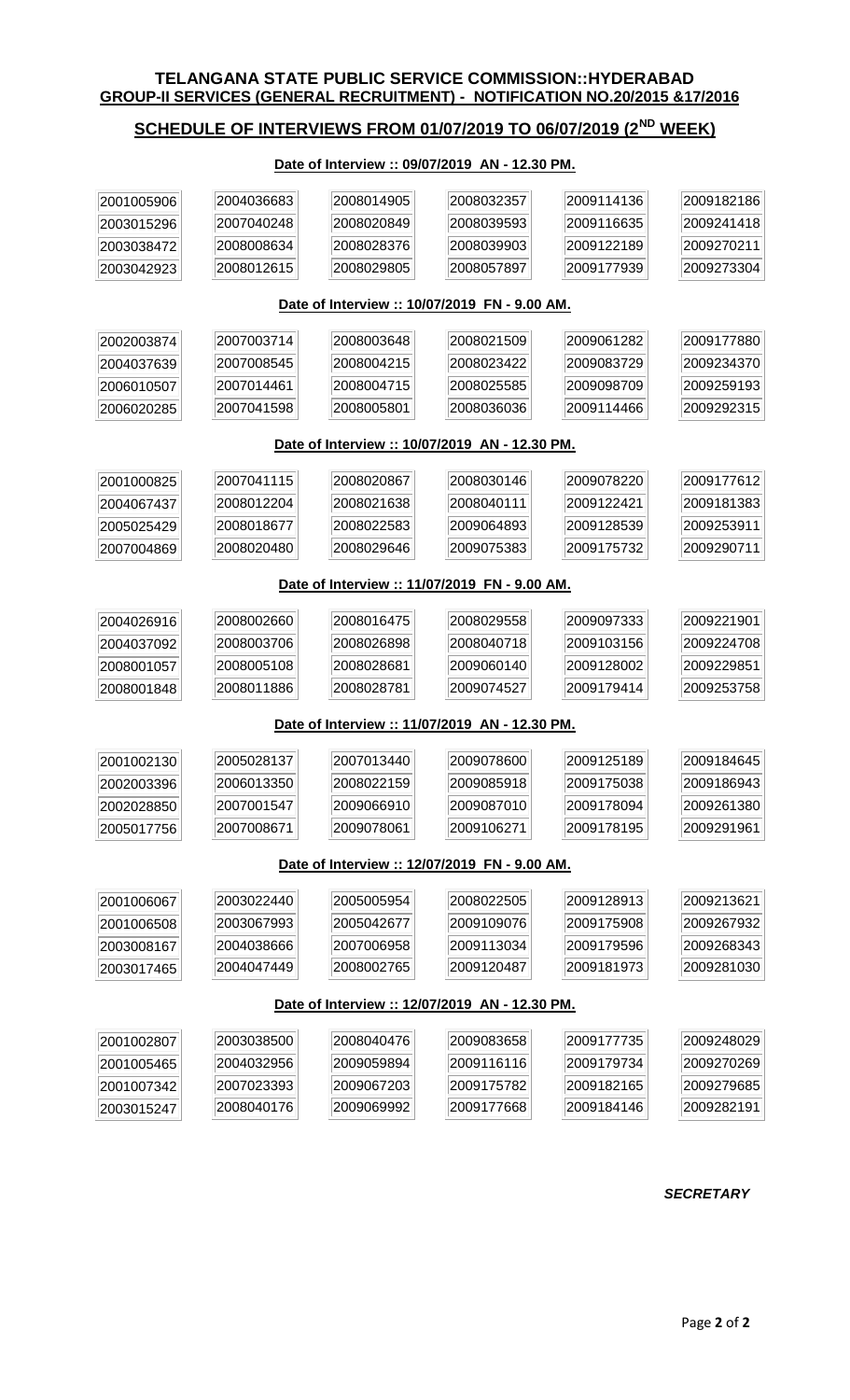**TELANGANA STATE PUBLIC SERVICE COMMISSION::HYDERABAD**
**GROUP-II SERVICES (GENERAL RECRUITMENT) - NOTIFICATION NO.20/2015 &17/2016**

## SCHEDULE OF INTERVIEWS FROM 01/07/2019 TO 06/07/2019 (2ND WEEK)

### Date of Interview :: 09/07/2019 AN - 12.30 PM.

| | | | | | |
|---|---|---|---|---|---|
| 2001005906 | 2004036683 | 2008014905 | 2008032357 | 2009114136 | 2009182186 |
| 2003015296 | 2007040248 | 2008020849 | 2008039593 | 2009116635 | 2009241418 |
| 2003038472 | 2008008634 | 2008028376 | 2008039903 | 2009122189 | 2009270211 |
| 2003042923 | 2008012615 | 2008029805 | 2008057897 | 2009177939 | 2009273304 |

### Date of Interview :: 10/07/2019 FN - 9.00 AM.

| | | | | | |
|---|---|---|---|---|---|
| 2002003874 | 2007003714 | 2008003648 | 2008021509 | 2009061282 | 2009177880 |
| 2004037639 | 2007008545 | 2008004215 | 2008023422 | 2009083729 | 2009234370 |
| 2006010507 | 2007014461 | 2008004715 | 2008025585 | 2009098709 | 2009259193 |
| 2006020285 | 2007041598 | 2008005801 | 2008036036 | 2009114466 | 2009292315 |

### Date of Interview :: 10/07/2019 AN - 12.30 PM.

| | | | | | |
|---|---|---|---|---|---|
| 2001000825 | 2007041115 | 2008020867 | 2008030146 | 2009078220 | 2009177612 |
| 2004067437 | 2008012204 | 2008021638 | 2008040111 | 2009122421 | 2009181383 |
| 2005025429 | 2008018677 | 2008022583 | 2009064893 | 2009128539 | 2009253911 |
| 2007004869 | 2008020480 | 2008029646 | 2009075383 | 2009175732 | 2009290711 |

### Date of Interview :: 11/07/2019 FN - 9.00 AM.

| | | | | | |
|---|---|---|---|---|---|
| 2004026916 | 2008002660 | 2008016475 | 2008029558 | 2009097333 | 2009221901 |
| 2004037092 | 2008003706 | 2008026898 | 2008040718 | 2009103156 | 2009224708 |
| 2008001057 | 2008005108 | 2008028681 | 2009060140 | 2009128002 | 2009229851 |
| 2008001848 | 2008011886 | 2008028781 | 2009074527 | 2009179414 | 2009253758 |

### Date of Interview :: 11/07/2019 AN - 12.30 PM.

| | | | | | |
|---|---|---|---|---|---|
| 2001002130 | 2005028137 | 2007013440 | 2009078600 | 2009125189 | 2009184645 |
| 2002003396 | 2006013350 | 2008022159 | 2009085918 | 2009175038 | 2009186943 |
| 2002028850 | 2007001547 | 2009066910 | 2009087010 | 2009178094 | 2009261380 |
| 2005017756 | 2007008671 | 2009078061 | 2009106271 | 2009178195 | 2009291961 |

### Date of Interview :: 12/07/2019 FN - 9.00 AM.

| | | | | | |
|---|---|---|---|---|---|
| 2001006067 | 2003022440 | 2005005954 | 2008022505 | 2009128913 | 2009213621 |
| 2001006508 | 2003067993 | 2005042677 | 2009109076 | 2009175908 | 2009267932 |
| 2003008167 | 2004038666 | 2007006958 | 2009113034 | 2009179596 | 2009268343 |
| 2003017465 | 2004047449 | 2008002765 | 2009120487 | 2009181973 | 2009281030 |

### Date of Interview :: 12/07/2019 AN - 12.30 PM.

| | | | | | |
|---|---|---|---|---|---|
| 2001002807 | 2003038500 | 2008040476 | 2009083658 | 2009177735 | 2009248029 |
| 2001005465 | 2004032956 | 2009059894 | 2009116116 | 2009179734 | 2009270269 |
| 2001007342 | 2007023393 | 2009067203 | 2009175782 | 2009182165 | 2009279685 |
| 2003015247 | 2008040176 | 2009069992 | 2009177668 | 2009184146 | 2009282191 |

***SECRETARY***